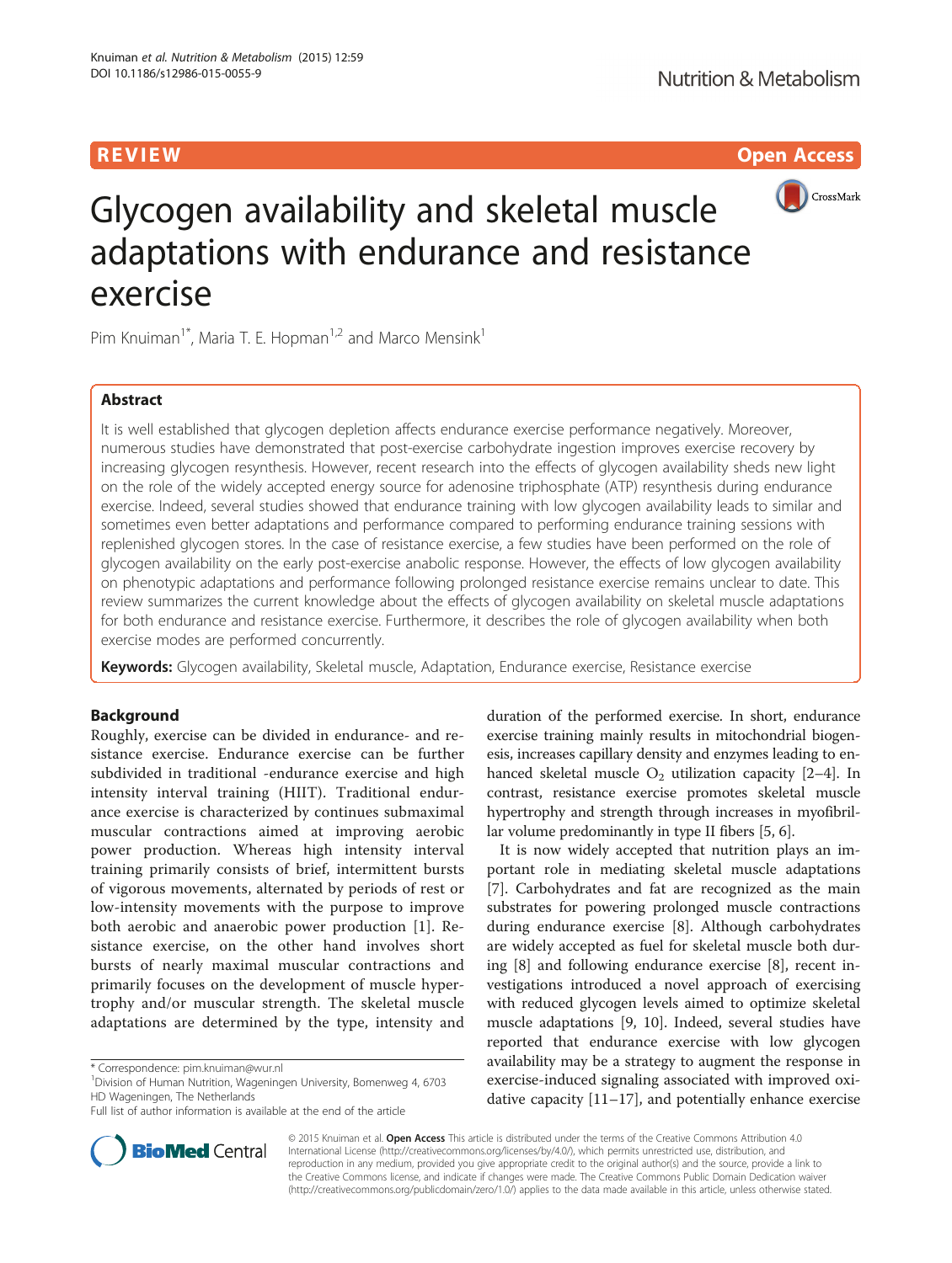REVIEW

Open Access

# Glycogen availability and skeletal muscle adaptations with endurance and resistance exercise

Pim Knuiman[1*], Maria T. E. Hopman[1,2] and Marco Mensink[1]

## Abstract

It is well established that glycogen depletion affects endurance exercise performance negatively. Moreover, numerous studies have demonstrated that post-exercise carbohydrate ingestion improves exercise recovery by increasing glycogen resynthesis. However, recent research into the effects of glycogen availability sheds new light on the role of the widely accepted energy source for adenosine triphosphate (ATP) resynthesis during endurance exercise. Indeed, several studies showed that endurance training with low glycogen availability leads to similar and sometimes even better adaptations and performance compared to performing endurance training sessions with replenished glycogen stores. In the case of resistance exercise, a few studies have been performed on the role of glycogen availability on the early post-exercise anabolic response. However, the effects of low glycogen availability on phenotypic adaptations and performance following prolonged resistance exercise remains unclear to date. This review summarizes the current knowledge about the effects of glycogen availability on skeletal muscle adaptations for both endurance and resistance exercise. Furthermore, it describes the role of glycogen availability when both exercise modes are performed concurrently.

**Keywords:** Glycogen availability, Skeletal muscle, Adaptation, Endurance exercise, Resistance exercise

## Background

Roughly, exercise can be divided in endurance- and resistance exercise. Endurance exercise can be further subdivided in traditional -endurance exercise and high intensity interval training (HIIT). Traditional endurance exercise is characterized by continues submaximal muscular contractions aimed at improving aerobic power production. Whereas high intensity interval training primarily consists of brief, intermittent bursts of vigorous movements, alternated by periods of rest or low-intensity movements with the purpose to improve both aerobic and anaerobic power production [1]. Resistance exercise, on the other hand involves short bursts of nearly maximal muscular contractions and primarily focuses on the development of muscle hypertrophy and/or muscular strength. The skeletal muscle adaptations are determined by the type, intensity and duration of the performed exercise. In short, endurance exercise training mainly results in mitochondrial biogenesis, increases capillary density and enzymes leading to enhanced skeletal muscle $O_2$ utilization capacity [2–4]. In contrast, resistance exercise promotes skeletal muscle hypertrophy and strength through increases in myofibrillar volume predominantly in type II fibers [5, 6].

It is now widely accepted that nutrition plays an important role in mediating skeletal muscle adaptations [7]. Carbohydrates and fat are recognized as the main substrates for powering prolonged muscle contractions during endurance exercise [8]. Although carbohydrates are widely accepted as fuel for skeletal muscle both during [8] and following endurance exercise [8], recent investigations introduced a novel approach of exercising with reduced glycogen levels aimed to optimize skeletal muscle adaptations [9, 10]. Indeed, several studies have reported that endurance exercise with low glycogen availability may be a strategy to augment the response in exercise-induced signaling associated with improved oxidative capacity [11–17], and potentially enhance exercise

* Correspondence: pim.knuiman@wur.nl
[1]Division of Human Nutrition, Wageningen University, Bomenweg 4, 6703 HD Wageningen, The Netherlands
Full list of author information is available at the end of the article

© 2015 Knuiman et al. **Open Access** This article is distributed under the terms of the Creative Commons Attribution 4.0 International License (http://creativecommons.org/licenses/by/4.0/), which permits unrestricted use, distribution, and reproduction in any medium, provided you give appropriate credit to the original author(s) and the source, provide a link to the Creative Commons license, and indicate if changes were made. The Creative Commons Public Domain Dedication waiver (http://creativecommons.org/publicdomain/zero/1.0/) applies to the data made available in this article, unless otherwise stated.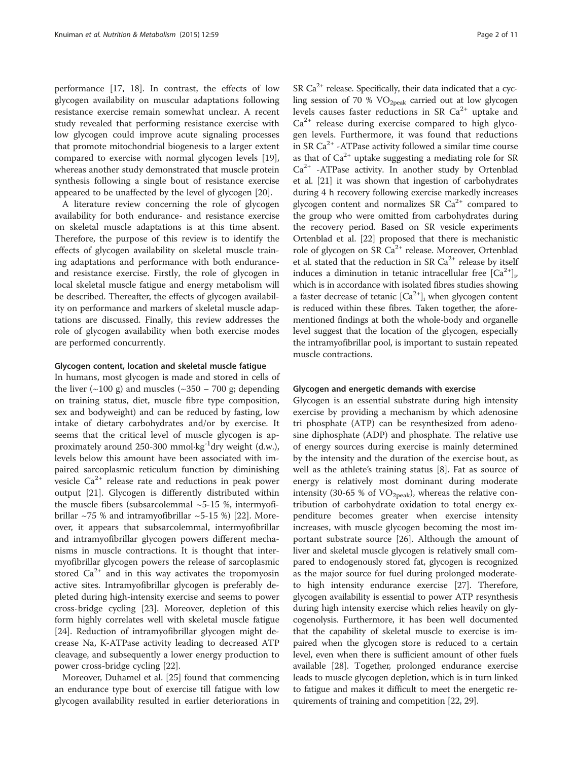performance [17, 18]. In contrast, the effects of low glycogen availability on muscular adaptations following resistance exercise remain somewhat unclear. A recent study revealed that performing resistance exercise with low glycogen could improve acute signaling processes that promote mitochondrial biogenesis to a larger extent compared to exercise with normal glycogen levels [19], whereas another study demonstrated that muscle protein synthesis following a single bout of resistance exercise appeared to be unaffected by the level of glycogen [20].

A literature review concerning the role of glycogen availability for both endurance- and resistance exercise on skeletal muscle adaptations is at this time absent. Therefore, the purpose of this review is to identify the effects of glycogen availability on skeletal muscle training adaptations and performance with both endurance- and resistance exercise. Firstly, the role of glycogen in local skeletal muscle fatigue and energy metabolism will be described. Thereafter, the effects of glycogen availability on performance and markers of skeletal muscle adaptations are discussed. Finally, this review addresses the role of glycogen availability when both exercise modes are performed concurrently.

#### Glycogen content, location and skeletal muscle fatigue

In humans, most glycogen is made and stored in cells of the liver (~100 g) and muscles (~350 – 700 g; depending on training status, diet, muscle fibre type composition, sex and bodyweight) and can be reduced by fasting, low intake of dietary carbohydrates and/or by exercise. It seems that the critical level of muscle glycogen is approximately around 250-300 $mmol \cdot kg^{-1}$dry weight (d.w.), levels below this amount have been associated with impaired sarcoplasmic reticulum function by diminishing vesicle $Ca^{2+}$ release rate and reductions in peak power output [21]. Glycogen is differently distributed within the muscle fibers (subsarcolemmal ~5-15 %, intermyofibrillar ~75 % and intramyofibrillar ~5-15 %) [22]. Moreover, it appears that subsarcolemmal, intermyofibrillar and intramyofibrillar glycogen powers different mechanisms in muscle contractions. It is thought that intermyofibrillar glycogen powers the release of sarcoplasmic stored $Ca^{2+}$ and in this way activates the tropomyosin active sites. Intramyofibrillar glycogen is preferably depleted during high-intensity exercise and seems to power cross-bridge cycling [23]. Moreover, depletion of this form highly correlates well with skeletal muscle fatigue [24]. Reduction of intramyofibrillar glycogen might decrease Na, K-ATPase activity leading to decreased ATP cleavage, and subsequently a lower energy production to power cross-bridge cycling [22].

Moreover, Duhamel et al. [25] found that commencing an endurance type bout of exercise till fatigue with low glycogen availability resulted in earlier deteriorations in SR $Ca^{2+}$ release. Specifically, their data indicated that a cycling session of 70 % $VO_{2peak}$ carried out at low glycogen levels causes faster reductions in SR $Ca^{2+}$ uptake and $Ca^{2+}$ release during exercise compared to high glycogen levels. Furthermore, it was found that reductions in SR $Ca^{2+}$ -ATPase activity followed a similar time course as that of $Ca^{2+}$ uptake suggesting a mediating role for SR $Ca^{2+}$ -ATPase activity. In another study by Ortenblad et al. [21] it was shown that ingestion of carbohydrates during 4 h recovery following exercise markedly increases glycogen content and normalizes SR $Ca^{2+}$ compared to the group who were omitted from carbohydrates during the recovery period. Based on SR vesicle experiments Ortenblad et al. [22] proposed that there is mechanistic role of glycogen on SR $Ca^{2+}$ release. Moreover, Ortenblad et al. stated that the reduction in SR $Ca^{2+}$ release by itself induces a diminution in tetanic intracellular free $[Ca^{2+}]_i$, which is in accordance with isolated fibres studies showing a faster decrease of tetanic $[Ca^{2+}]_i$ when glycogen content is reduced within these fibres. Taken together, the aforementioned findings at both the whole-body and organelle level suggest that the location of the glycogen, especially the intramyofibrillar pool, is important to sustain repeated muscle contractions.

#### Glycogen and energetic demands with exercise

Glycogen is an essential substrate during high intensity exercise by providing a mechanism by which adenosine tri phosphate (ATP) can be resynthesized from adenosine diphosphate (ADP) and phosphate. The relative use of energy sources during exercise is mainly determined by the intensity and the duration of the exercise bout, as well as the athlete's training status [8]. Fat as source of energy is relatively most dominant during moderate intensity (30-65 % of $VO_{2peak}$), whereas the relative contribution of carbohydrate oxidation to total energy expenditure becomes greater when exercise intensity increases, with muscle glycogen becoming the most important substrate source [26]. Although the amount of liver and skeletal muscle glycogen is relatively small compared to endogenously stored fat, glycogen is recognized as the major source for fuel during prolonged moderate- to high intensity endurance exercise [27]. Therefore, glycogen availability is essential to power ATP resynthesis during high intensity exercise which relies heavily on glycogenolysis. Furthermore, it has been well documented that the capability of skeletal muscle to exercise is impaired when the glycogen store is reduced to a certain level, even when there is sufficient amount of other fuels available [28]. Together, prolonged endurance exercise leads to muscle glycogen depletion, which is in turn linked to fatigue and makes it difficult to meet the energetic requirements of training and competition [22, 29].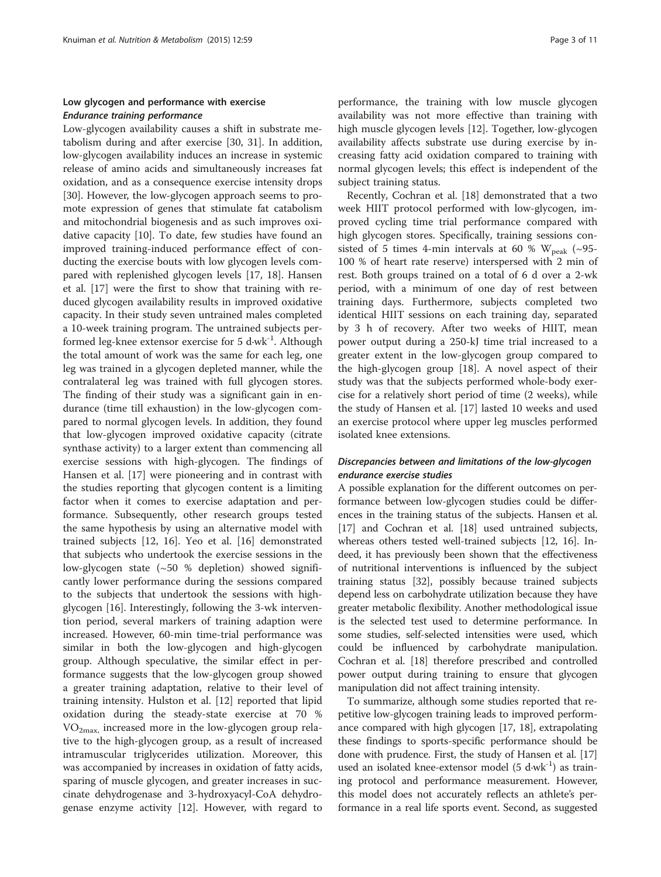## Low glycogen and performance with exercise

### *Endurance training performance*

Low-glycogen availability causes a shift in substrate metabolism during and after exercise [30, 31]. In addition, low-glycogen availability induces an increase in systemic release of amino acids and simultaneously increases fat oxidation, and as a consequence exercise intensity drops [30]. However, the low-glycogen approach seems to promote expression of genes that stimulate fat catabolism and mitochondrial biogenesis and as such improves oxidative capacity [10]. To date, few studies have found an improved training-induced performance effect of conducting the exercise bouts with low glycogen levels compared with replenished glycogen levels [17, 18]. Hansen et al. [17] were the first to show that training with reduced glycogen availability results in improved oxidative capacity. In their study seven untrained males completed a 10-week training program. The untrained subjects performed leg-knee extensor exercise for 5 $d{\cdot}wk^{-1}$. Although the total amount of work was the same for each leg, one leg was trained in a glycogen depleted manner, while the contralateral leg was trained with full glycogen stores. The finding of their study was a significant gain in endurance (time till exhaustion) in the low-glycogen compared to normal glycogen levels. In addition, they found that low-glycogen improved oxidative capacity (citrate synthase activity) to a larger extent than commencing all exercise sessions with high-glycogen. The findings of Hansen et al. [17] were pioneering and in contrast with the studies reporting that glycogen content is a limiting factor when it comes to exercise adaptation and performance. Subsequently, other research groups tested the same hypothesis by using an alternative model with trained subjects [12, 16]. Yeo et al. [16] demonstrated that subjects who undertook the exercise sessions in the low-glycogen state (~50 % depletion) showed significantly lower performance during the sessions compared to the subjects that undertook the sessions with high-glycogen [16]. Interestingly, following the 3-wk intervention period, several markers of training adaption were increased. However, 60-min time-trial performance was similar in both the low-glycogen and high-glycogen group. Although speculative, the similar effect in performance suggests that the low-glycogen group showed a greater training adaptation, relative to their level of training intensity. Hulston et al. [12] reported that lipid oxidation during the steady-state exercise at 70 % $VO_{2max}$, increased more in the low-glycogen group relative to the high-glycogen group, as a result of increased intramuscular triglycerides utilization. Moreover, this was accompanied by increases in oxidation of fatty acids, sparing of muscle glycogen, and greater increases in succinate dehydrogenase and 3-hydroxyacyl-CoA dehydrogenase enzyme activity [12]. However, with regard to performance, the training with low muscle glycogen availability was not more effective than training with high muscle glycogen levels [12]. Together, low-glycogen availability affects substrate use during exercise by increasing fatty acid oxidation compared to training with normal glycogen levels; this effect is independent of the subject training status.

Recently, Cochran et al. [18] demonstrated that a two week HIIT protocol performed with low-glycogen, improved cycling time trial performance compared with high glycogen stores. Specifically, training sessions consisted of 5 times 4-min intervals at 60 % $W_{peak}$ (~95-100 % of heart rate reserve) interspersed with 2 min of rest. Both groups trained on a total of 6 d over a 2-wk period, with a minimum of one day of rest between training days. Furthermore, subjects completed two identical HIIT sessions on each training day, separated by 3 h of recovery. After two weeks of HIIT, mean power output during a 250-kJ time trial increased to a greater extent in the low-glycogen group compared to the high-glycogen group [18]. A novel aspect of their study was that the subjects performed whole-body exercise for a relatively short period of time (2 weeks), while the study of Hansen et al. [17] lasted 10 weeks and used an exercise protocol where upper leg muscles performed isolated knee extensions.

### *Discrepancies between and limitations of the low-glycogen endurance exercise studies*

A possible explanation for the different outcomes on performance between low-glycogen studies could be differences in the training status of the subjects. Hansen et al. [17] and Cochran et al. [18] used untrained subjects, whereas others tested well-trained subjects [12, 16]. Indeed, it has previously been shown that the effectiveness of nutritional interventions is influenced by the subject training status [32], possibly because trained subjects depend less on carbohydrate utilization because they have greater metabolic flexibility. Another methodological issue is the selected test used to determine performance. In some studies, self-selected intensities were used, which could be influenced by carbohydrate manipulation. Cochran et al. [18] therefore prescribed and controlled power output during training to ensure that glycogen manipulation did not affect training intensity.

To summarize, although some studies reported that repetitive low-glycogen training leads to improved performance compared with high glycogen [17, 18], extrapolating these findings to sports-specific performance should be done with prudence. First, the study of Hansen et al. [17] used an isolated knee-extensor model (5 $d{\cdot}wk^{-1}$) as training protocol and performance measurement. However, this model does not accurately reflects an athlete's performance in a real life sports event. Second, as suggested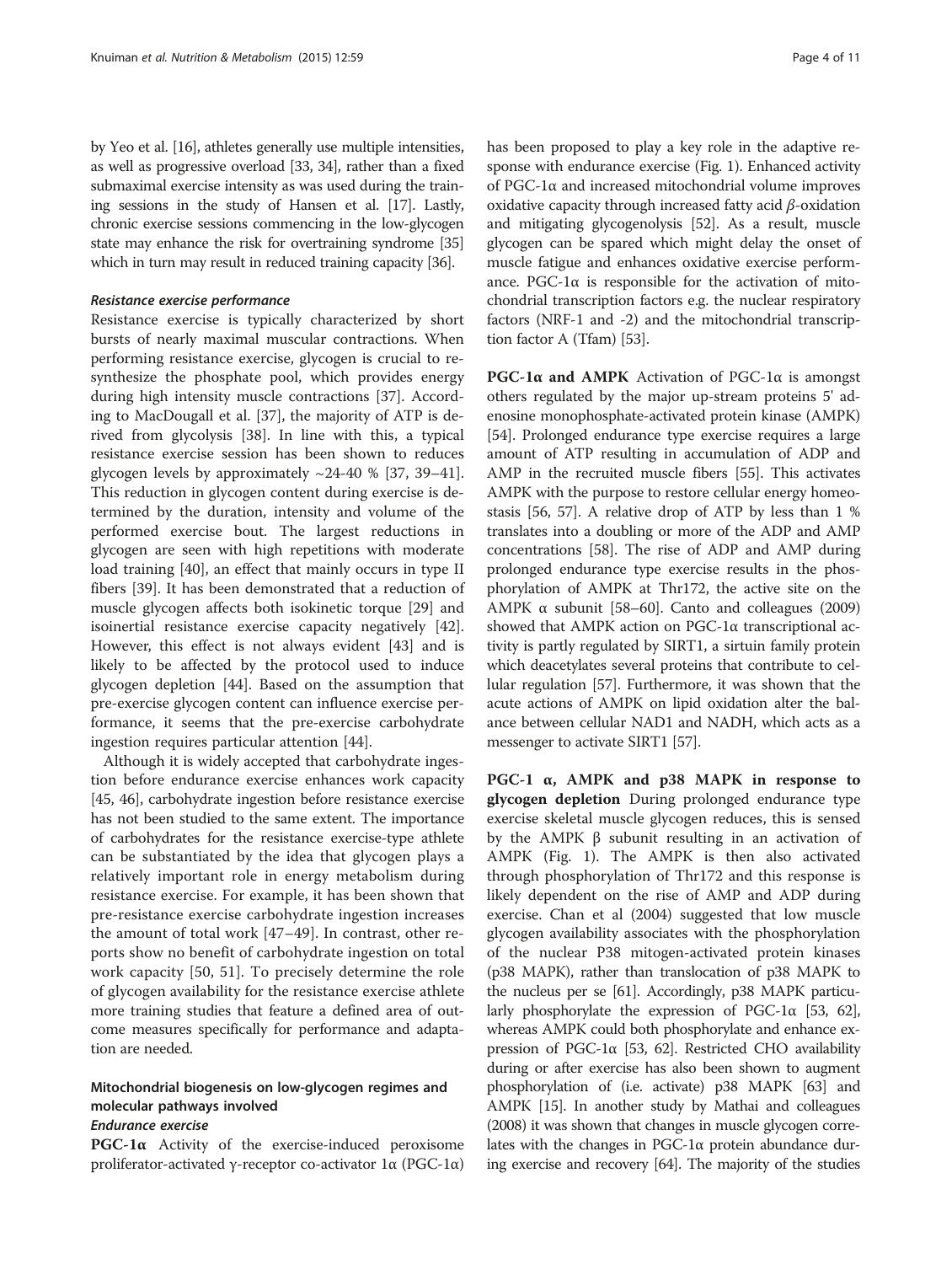by Yeo et al. [16], athletes generally use multiple intensities, as well as progressive overload [33, 34], rather than a fixed submaximal exercise intensity as was used during the training sessions in the study of Hansen et al. [17]. Lastly, chronic exercise sessions commencing in the low-glycogen state may enhance the risk for overtraining syndrome [35] which in turn may result in reduced training capacity [36].

#### *Resistance exercise performance*

Resistance exercise is typically characterized by short bursts of nearly maximal muscular contractions. When performing resistance exercise, glycogen is crucial to resynthesize the phosphate pool, which provides energy during high intensity muscle contractions [37]. According to MacDougall et al. [37], the majority of ATP is derived from glycolysis [38]. In line with this, a typical resistance exercise session has been shown to reduces glycogen levels by approximately ~24-40 % [37, 39–41]. This reduction in glycogen content during exercise is determined by the duration, intensity and volume of the performed exercise bout. The largest reductions in glycogen are seen with high repetitions with moderate load training [40], an effect that mainly occurs in type II fibers [39]. It has been demonstrated that a reduction of muscle glycogen affects both isokinetic torque [29] and isoinertial resistance exercise capacity negatively [42]. However, this effect is not always evident [43] and is likely to be affected by the protocol used to induce glycogen depletion [44]. Based on the assumption that pre-exercise glycogen content can influence exercise performance, it seems that the pre-exercise carbohydrate ingestion requires particular attention [44].

Although it is widely accepted that carbohydrate ingestion before endurance exercise enhances work capacity [45, 46], carbohydrate ingestion before resistance exercise has not been studied to the same extent. The importance of carbohydrates for the resistance exercise-type athlete can be substantiated by the idea that glycogen plays a relatively important role in energy metabolism during resistance exercise. For example, it has been shown that pre-resistance exercise carbohydrate ingestion increases the amount of total work [47–49]. In contrast, other reports show no benefit of carbohydrate ingestion on total work capacity [50, 51]. To precisely determine the role of glycogen availability for the resistance exercise athlete more training studies that feature a defined area of outcome measures specifically for performance and adaptation are needed.

### Mitochondrial biogenesis on low-glycogen regimes and molecular pathways involved

#### *Endurance exercise*

**PGC-1α** Activity of the exercise-induced peroxisome proliferator-activated γ-receptor co-activator 1α (PGC-1α) has been proposed to play a key role in the adaptive response with endurance exercise (Fig. 1). Enhanced activity of PGC-1α and increased mitochondrial volume improves oxidative capacity through increased fatty acid *β*-oxidation and mitigating glycogenolysis [52]. As a result, muscle glycogen can be spared which might delay the onset of muscle fatigue and enhances oxidative exercise performance. PGC-1α is responsible for the activation of mitochondrial transcription factors e.g. the nuclear respiratory factors (NRF-1 and -2) and the mitochondrial transcription factor A (Tfam) [53].

**PGC-1α and AMPK** Activation of PGC-1α is amongst others regulated by the major up-stream proteins 5' adenosine monophosphate-activated protein kinase (AMPK) [54]. Prolonged endurance type exercise requires a large amount of ATP resulting in accumulation of ADP and AMP in the recruited muscle fibers [55]. This activates AMPK with the purpose to restore cellular energy homeostasis [56, 57]. A relative drop of ATP by less than 1 % translates into a doubling or more of the ADP and AMP concentrations [58]. The rise of ADP and AMP during prolonged endurance type exercise results in the phosphorylation of AMPK at Thr172, the active site on the AMPK α subunit [58–60]. Canto and colleagues (2009) showed that AMPK action on PGC-1α transcriptional activity is partly regulated by SIRT1, a sirtuin family protein which deacetylates several proteins that contribute to cellular regulation [57]. Furthermore, it was shown that the acute actions of AMPK on lipid oxidation alter the balance between cellular NAD1 and NADH, which acts as a messenger to activate SIRT1 [57].

**PGC-1 α, AMPK and p38 MAPK in response to glycogen depletion** During prolonged endurance type exercise skeletal muscle glycogen reduces, this is sensed by the AMPK β subunit resulting in an activation of AMPK (Fig. 1). The AMPK is then also activated through phosphorylation of Thr172 and this response is likely dependent on the rise of AMP and ADP during exercise. Chan et al (2004) suggested that low muscle glycogen availability associates with the phosphorylation of the nuclear P38 mitogen-activated protein kinases (p38 MAPK), rather than translocation of p38 MAPK to the nucleus per se [61]. Accordingly, p38 MAPK particularly phosphorylate the expression of PGC-1α [53, 62], whereas AMPK could both phosphorylate and enhance expression of PGC-1α [53, 62]. Restricted CHO availability during or after exercise has also been shown to augment phosphorylation of (i.e. activate) p38 MAPK [63] and AMPK [15]. In another study by Mathai and colleagues (2008) it was shown that changes in muscle glycogen correlates with the changes in PGC-1α protein abundance during exercise and recovery [64]. The majority of the studies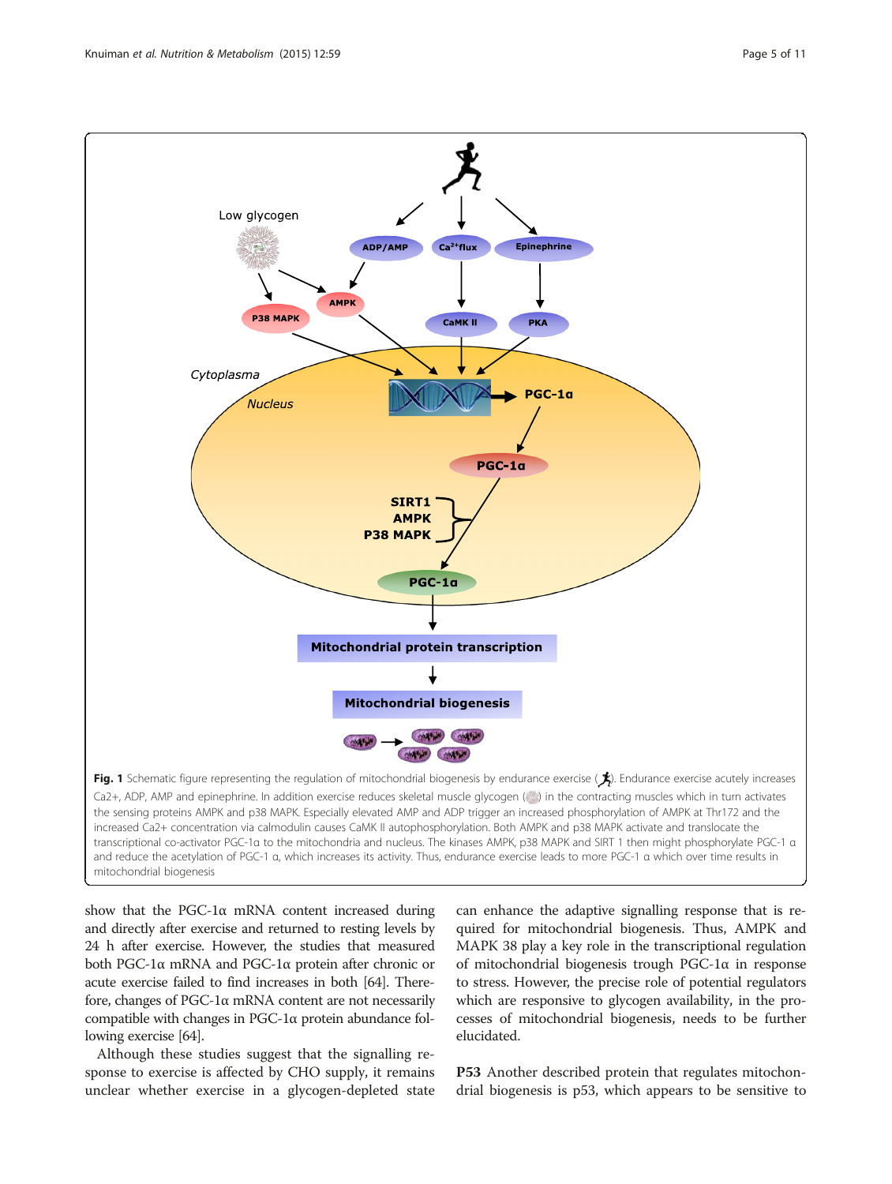Fig. 1 Schematic figure representing the regulation of mitochondrial biogenesis by endurance exercise. Endurance exercise acutely increases Ca2+, ADP, AMP and epinephrine. In addition exercise reduces skeletal muscle glycogen in the contracting muscles which in turn activates the sensing proteins AMPK and p38 MAPK. Especially elevated AMP and ADP trigger an increased phosphorylation of AMPK at Thr172 and the increased Ca2+ concentration via calmodulin causes CaMK II autophosphorylation. Both AMPK and p38 MAPK activate and translocate the transcriptional co-activator PGC-1α to the mitochondria and nucleus. The kinases AMPK, p38 MAPK and SIRT 1 then might phosphorylate PGC-1 α and reduce the acetylation of PGC-1 α, which increases its activity. Thus, endurance exercise leads to more PGC-1 α which over time results in mitochondrial biogenesis

show that the PGC-1α mRNA content increased during and directly after exercise and returned to resting levels by 24 h after exercise. However, the studies that measured both PGC-1α mRNA and PGC-1α protein after chronic or acute exercise failed to find increases in both [64]. Therefore, changes of PGC-1α mRNA content are not necessarily compatible with changes in PGC-1α protein abundance following exercise [64].

Although these studies suggest that the signalling response to exercise is affected by CHO supply, it remains unclear whether exercise in a glycogen-depleted state can enhance the adaptive signalling response that is required for mitochondrial biogenesis. Thus, AMPK and MAPK 38 play a key role in the transcriptional regulation of mitochondrial biogenesis trough PGC-1α in response to stress. However, the precise role of potential regulators which are responsive to glycogen availability, in the processes of mitochondrial biogenesis, needs to be further elucidated.

**P53** Another described protein that regulates mitochondrial biogenesis is p53, which appears to be sensitive to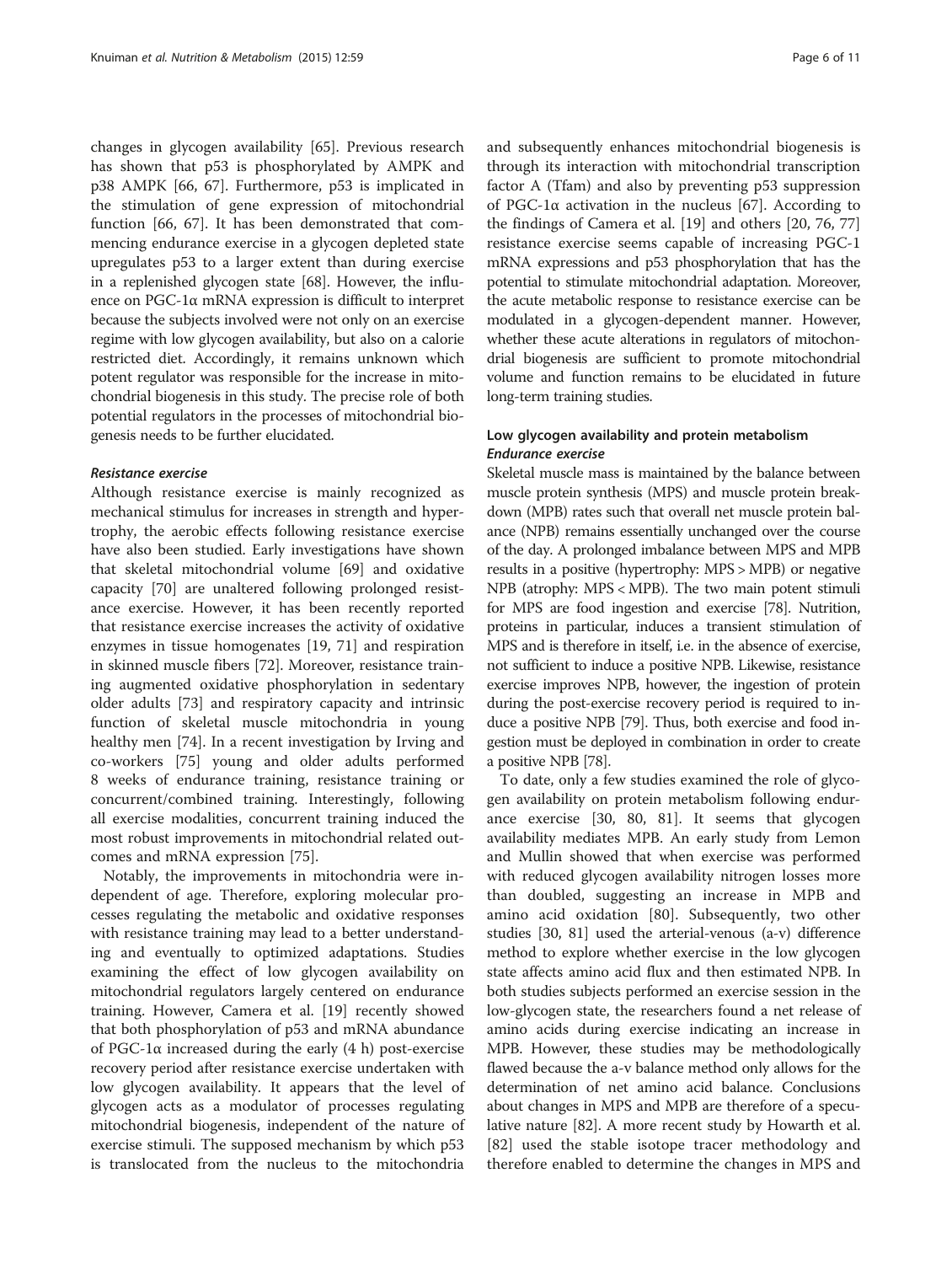changes in glycogen availability [65]. Previous research has shown that p53 is phosphorylated by AMPK and p38 AMPK [66, 67]. Furthermore, p53 is implicated in the stimulation of gene expression of mitochondrial function [66, 67]. It has been demonstrated that commencing endurance exercise in a glycogen depleted state upregulates p53 to a larger extent than during exercise in a replenished glycogen state [68]. However, the influence on PGC-1α mRNA expression is difficult to interpret because the subjects involved were not only on an exercise regime with low glycogen availability, but also on a calorie restricted diet. Accordingly, it remains unknown which potent regulator was responsible for the increase in mitochondrial biogenesis in this study. The precise role of both potential regulators in the processes of mitochondrial biogenesis needs to be further elucidated.

#### *Resistance exercise*

Although resistance exercise is mainly recognized as mechanical stimulus for increases in strength and hypertrophy, the aerobic effects following resistance exercise have also been studied. Early investigations have shown that skeletal mitochondrial volume [69] and oxidative capacity [70] are unaltered following prolonged resistance exercise. However, it has been recently reported that resistance exercise increases the activity of oxidative enzymes in tissue homogenates [19, 71] and respiration in skinned muscle fibers [72]. Moreover, resistance training augmented oxidative phosphorylation in sedentary older adults [73] and respiratory capacity and intrinsic function of skeletal muscle mitochondria in young healthy men [74]. In a recent investigation by Irving and co-workers [75] young and older adults performed 8 weeks of endurance training, resistance training or concurrent/combined training. Interestingly, following all exercise modalities, concurrent training induced the most robust improvements in mitochondrial related outcomes and mRNA expression [75].

Notably, the improvements in mitochondria were independent of age. Therefore, exploring molecular processes regulating the metabolic and oxidative responses with resistance training may lead to a better understanding and eventually to optimized adaptations. Studies examining the effect of low glycogen availability on mitochondrial regulators largely centered on endurance training. However, Camera et al. [19] recently showed that both phosphorylation of p53 and mRNA abundance of PGC-1α increased during the early (4 h) post-exercise recovery period after resistance exercise undertaken with low glycogen availability. It appears that the level of glycogen acts as a modulator of processes regulating mitochondrial biogenesis, independent of the nature of exercise stimuli. The supposed mechanism by which p53 is translocated from the nucleus to the mitochondria and subsequently enhances mitochondrial biogenesis is through its interaction with mitochondrial transcription factor A (Tfam) and also by preventing p53 suppression of PGC-1α activation in the nucleus [67]. According to the findings of Camera et al. [19] and others [20, 76, 77] resistance exercise seems capable of increasing PGC-1 mRNA expressions and p53 phosphorylation that has the potential to stimulate mitochondrial adaptation. Moreover, the acute metabolic response to resistance exercise can be modulated in a glycogen-dependent manner. However, whether these acute alterations in regulators of mitochondrial biogenesis are sufficient to promote mitochondrial volume and function remains to be elucidated in future long-term training studies.

### Low glycogen availability and protein metabolism

#### *Endurance exercise*

Skeletal muscle mass is maintained by the balance between muscle protein synthesis (MPS) and muscle protein breakdown (MPB) rates such that overall net muscle protein balance (NPB) remains essentially unchanged over the course of the day. A prolonged imbalance between MPS and MPB results in a positive (hypertrophy: MPS > MPB) or negative NPB (atrophy: MPS < MPB). The two main potent stimuli for MPS are food ingestion and exercise [78]. Nutrition, proteins in particular, induces a transient stimulation of MPS and is therefore in itself, i.e. in the absence of exercise, not sufficient to induce a positive NPB. Likewise, resistance exercise improves NPB, however, the ingestion of protein during the post-exercise recovery period is required to induce a positive NPB [79]. Thus, both exercise and food ingestion must be deployed in combination in order to create a positive NPB [78].

To date, only a few studies examined the role of glycogen availability on protein metabolism following endurance exercise [30, 80, 81]. It seems that glycogen availability mediates MPB. An early study from Lemon and Mullin showed that when exercise was performed with reduced glycogen availability nitrogen losses more than doubled, suggesting an increase in MPB and amino acid oxidation [80]. Subsequently, two other studies [30, 81] used the arterial-venous (a-v) difference method to explore whether exercise in the low glycogen state affects amino acid flux and then estimated NPB. In both studies subjects performed an exercise session in the low-glycogen state, the researchers found a net release of amino acids during exercise indicating an increase in MPB. However, these studies may be methodologically flawed because the a-v balance method only allows for the determination of net amino acid balance. Conclusions about changes in MPS and MPB are therefore of a speculative nature [82]. A more recent study by Howarth et al. [82] used the stable isotope tracer methodology and therefore enabled to determine the changes in MPS and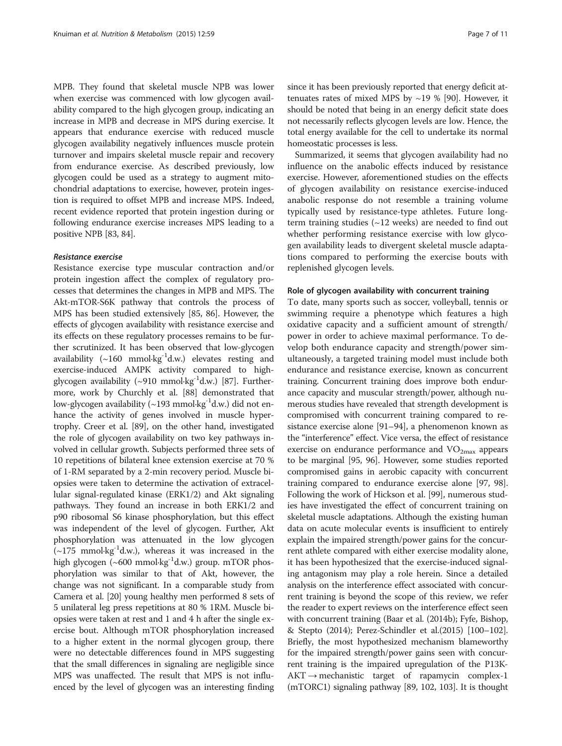MPB. They found that skeletal muscle NPB was lower when exercise was commenced with low glycogen availability compared to the high glycogen group, indicating an increase in MPB and decrease in MPS during exercise. It appears that endurance exercise with reduced muscle glycogen availability negatively influences muscle protein turnover and impairs skeletal muscle repair and recovery from endurance exercise. As described previously, low glycogen could be used as a strategy to augment mitochondrial adaptations to exercise, however, protein ingestion is required to offset MPB and increase MPS. Indeed, recent evidence reported that protein ingestion during or following endurance exercise increases MPS leading to a positive NPB [83, 84].

#### *Resistance exercise*

Resistance exercise type muscular contraction and/or protein ingestion affect the complex of regulatory processes that determines the changes in MPB and MPS. The Akt-mTOR-S6K pathway that controls the process of MPS has been studied extensively [85, 86]. However, the effects of glycogen availability with resistance exercise and its effects on these regulatory processes remains to be further scrutinized. It has been observed that low-glycogen availability (~160 $mmol{\cdot}kg^{-1}$d.w.) elevates resting and exercise-induced AMPK activity compared to high-glycogen availability (~910 $mmol{\cdot}kg^{-1}$d.w.) [87]. Furthermore, work by Churchly et al. [88] demonstrated that low-glycogen availability (~193 $mmol{\cdot}kg^{-1}$d.w.) did not enhance the activity of genes involved in muscle hypertrophy. Creer et al. [89], on the other hand, investigated the role of glycogen availability on two key pathways involved in cellular growth. Subjects performed three sets of 10 repetitions of bilateral knee extension exercise at 70 % of 1-RM separated by a 2-min recovery period. Muscle biopsies were taken to determine the activation of extracellular signal-regulated kinase (ERK1/2) and Akt signaling pathways. They found an increase in both ERK1/2 and p90 ribosomal S6 kinase phosphorylation, but this effect was independent of the level of glycogen. Further, Akt phosphorylation was attenuated in the low glycogen (~175 $mmol{\cdot}kg^{-1}$d.w.), whereas it was increased in the high glycogen (~600 $mmol{\cdot}kg^{-1}$d.w.) group. mTOR phosphorylation was similar to that of Akt, however, the change was not significant. In a comparable study from Camera et al. [20] young healthy men performed 8 sets of 5 unilateral leg press repetitions at 80 % 1RM. Muscle biopsies were taken at rest and 1 and 4 h after the single exercise bout. Although mTOR phosphorylation increased to a higher extent in the normal glycogen group, there were no detectable differences found in MPS suggesting that the small differences in signaling are negligible since MPS was unaffected. The result that MPS is not influenced by the level of glycogen was an interesting finding since it has been previously reported that energy deficit attenuates rates of mixed MPS by ~19 % [90]. However, it should be noted that being in an energy deficit state does not necessarily reflects glycogen levels are low. Hence, the total energy available for the cell to undertake its normal homeostatic processes is less.

Summarized, it seems that glycogen availability had no influence on the anabolic effects induced by resistance exercise. However, aforementioned studies on the effects of glycogen availability on resistance exercise-induced anabolic response do not resemble a training volume typically used by resistance-type athletes. Future long-term training studies (~12 weeks) are needed to find out whether performing resistance exercise with low glycogen availability leads to divergent skeletal muscle adaptations compared to performing the exercise bouts with replenished glycogen levels.

### Role of glycogen availability with concurrent training

To date, many sports such as soccer, volleyball, tennis or swimming require a phenotype which features a high oxidative capacity and a sufficient amount of strength/power in order to achieve maximal performance. To develop both endurance capacity and strength/power simultaneously, a targeted training model must include both endurance and resistance exercise, known as concurrent training. Concurrent training does improve both endurance capacity and muscular strength/power, although numerous studies have revealed that strength development is compromised with concurrent training compared to resistance exercise alone [91–94], a phenomenon known as the "interference" effect. Vice versa, the effect of resistance exercise on endurance performance and $VO_{2max}$ appears to be marginal [95, 96]. However, some studies reported compromised gains in aerobic capacity with concurrent training compared to endurance exercise alone [97, 98]. Following the work of Hickson et al. [99], numerous studies have investigated the effect of concurrent training on skeletal muscle adaptations. Although the existing human data on acute molecular events is insufficient to entirely explain the impaired strength/power gains for the concurrent athlete compared with either exercise modality alone, it has been hypothesized that the exercise-induced signaling antagonism may play a role herein. Since a detailed analysis on the interference effect associated with concurrent training is beyond the scope of this review, we refer the reader to expert reviews on the interference effect seen with concurrent training (Baar et al. (2014b); Fyfe, Bishop, & Stepto (2014); Perez-Schindler et al.(2015) [100–102]. Briefly, the most hypothesized mechanism blameworthy for the impaired strength/power gains seen with concurrent training is the impaired upregulation of the P13K-AKT → mechanistic target of rapamycin complex-1 (mTORC1) signaling pathway [89, 102, 103]. It is thought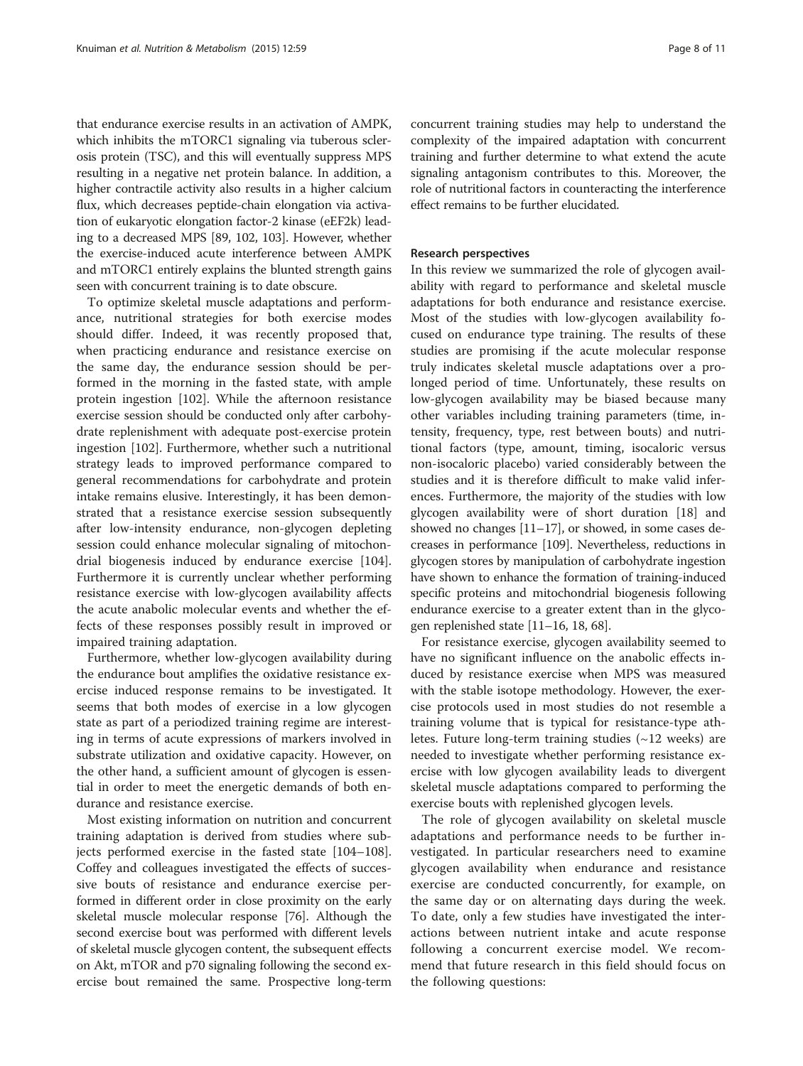that endurance exercise results in an activation of AMPK, which inhibits the mTORC1 signaling via tuberous sclerosis protein (TSC), and this will eventually suppress MPS resulting in a negative net protein balance. In addition, a higher contractile activity also results in a higher calcium flux, which decreases peptide-chain elongation via activation of eukaryotic elongation factor-2 kinase (eEF2k) leading to a decreased MPS [89, 102, 103]. However, whether the exercise-induced acute interference between AMPK and mTORC1 entirely explains the blunted strength gains seen with concurrent training is to date obscure.

To optimize skeletal muscle adaptations and performance, nutritional strategies for both exercise modes should differ. Indeed, it was recently proposed that, when practicing endurance and resistance exercise on the same day, the endurance session should be performed in the morning in the fasted state, with ample protein ingestion [102]. While the afternoon resistance exercise session should be conducted only after carbohydrate replenishment with adequate post-exercise protein ingestion [102]. Furthermore, whether such a nutritional strategy leads to improved performance compared to general recommendations for carbohydrate and protein intake remains elusive. Interestingly, it has been demonstrated that a resistance exercise session subsequently after low-intensity endurance, non-glycogen depleting session could enhance molecular signaling of mitochondrial biogenesis induced by endurance exercise [104]. Furthermore it is currently unclear whether performing resistance exercise with low-glycogen availability affects the acute anabolic molecular events and whether the effects of these responses possibly result in improved or impaired training adaptation.

Furthermore, whether low-glycogen availability during the endurance bout amplifies the oxidative resistance exercise induced response remains to be investigated. It seems that both modes of exercise in a low glycogen state as part of a periodized training regime are interesting in terms of acute expressions of markers involved in substrate utilization and oxidative capacity. However, on the other hand, a sufficient amount of glycogen is essential in order to meet the energetic demands of both endurance and resistance exercise.

Most existing information on nutrition and concurrent training adaptation is derived from studies where subjects performed exercise in the fasted state [104–108]. Coffey and colleagues investigated the effects of successive bouts of resistance and endurance exercise performed in different order in close proximity on the early skeletal muscle molecular response [76]. Although the second exercise bout was performed with different levels of skeletal muscle glycogen content, the subsequent effects on Akt, mTOR and p70 signaling following the second exercise bout remained the same. Prospective long-term concurrent training studies may help to understand the complexity of the impaired adaptation with concurrent training and further determine to what extend the acute signaling antagonism contributes to this. Moreover, the role of nutritional factors in counteracting the interference effect remains to be further elucidated.

## Research perspectives

In this review we summarized the role of glycogen availability with regard to performance and skeletal muscle adaptations for both endurance and resistance exercise. Most of the studies with low-glycogen availability focused on endurance type training. The results of these studies are promising if the acute molecular response truly indicates skeletal muscle adaptations over a prolonged period of time. Unfortunately, these results on low-glycogen availability may be biased because many other variables including training parameters (time, intensity, frequency, type, rest between bouts) and nutritional factors (type, amount, timing, isocaloric versus non-isocaloric placebo) varied considerably between the studies and it is therefore difficult to make valid inferences. Furthermore, the majority of the studies with low glycogen availability were of short duration [18] and showed no changes [11–17], or showed, in some cases decreases in performance [109]. Nevertheless, reductions in glycogen stores by manipulation of carbohydrate ingestion have shown to enhance the formation of training-induced specific proteins and mitochondrial biogenesis following endurance exercise to a greater extent than in the glycogen replenished state [11–16, 18, 68].

For resistance exercise, glycogen availability seemed to have no significant influence on the anabolic effects induced by resistance exercise when MPS was measured with the stable isotope methodology. However, the exercise protocols used in most studies do not resemble a training volume that is typical for resistance-type athletes. Future long-term training studies (~12 weeks) are needed to investigate whether performing resistance exercise with low glycogen availability leads to divergent skeletal muscle adaptations compared to performing the exercise bouts with replenished glycogen levels.

The role of glycogen availability on skeletal muscle adaptations and performance needs to be further investigated. In particular researchers need to examine glycogen availability when endurance and resistance exercise are conducted concurrently, for example, on the same day or on alternating days during the week. To date, only a few studies have investigated the interactions between nutrient intake and acute response following a concurrent exercise model. We recommend that future research in this field should focus on the following questions: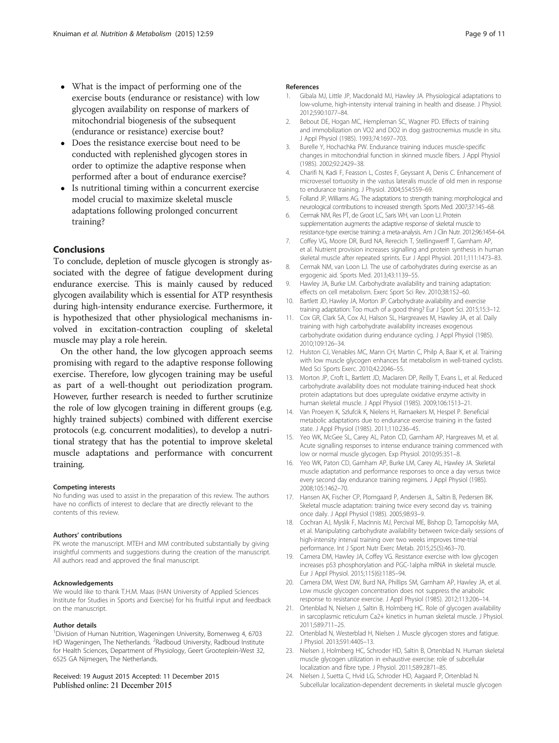- What is the impact of performing one of the exercise bouts (endurance or resistance) with low glycogen availability on response of markers of mitochondrial biogenesis of the subsequent (endurance or resistance) exercise bout?
- Does the resistance exercise bout need to be conducted with replenished glycogen stores in order to optimize the adaptive response when performed after a bout of endurance exercise?
- Is nutritional timing within a concurrent exercise model crucial to maximize skeletal muscle adaptations following prolonged concurrent training?

## Conclusions

To conclude, depletion of muscle glycogen is strongly associated with the degree of fatigue development during endurance exercise. This is mainly caused by reduced glycogen availability which is essential for ATP resynthesis during high-intensity endurance exercise. Furthermore, it is hypothesized that other physiological mechanisms involved in excitation-contraction coupling of skeletal muscle may play a role herein.

On the other hand, the low glycogen approach seems promising with regard to the adaptive response following exercise. Therefore, low glycogen training may be useful as part of a well-thought out periodization program. However, further research is needed to further scrutinize the role of low glycogen training in different groups (e.g. highly trained subjects) combined with different exercise protocols (e.g. concurrent modalities), to develop a nutritional strategy that has the potential to improve skeletal muscle adaptations and performance with concurrent training.

#### Competing interests

No funding was used to assist in the preparation of this review. The authors have no conflicts of interest to declare that are directly relevant to the contents of this review.

#### Authors' contributions

PK wrote the manuscript. MTEH and MM contributed substantially by giving insightful comments and suggestions during the creation of the manuscript. All authors read and approved the final manuscript.

#### Acknowledgements

We would like to thank T.H.M. Maas (HAN University of Applied Sciences Institute for Studies in Sports and Exercise) for his fruitful input and feedback on the manuscript.

#### Author details

[1]Division of Human Nutrition, Wageningen University, Bomenweg 4, 6703 HD Wageningen, The Netherlands. [2]Radboud University, Radboud Institute for Health Sciences, Department of Physiology, Geert Grooteplein-West 32, 6525 GA Nijmegen, The Netherlands.

Received: 19 August 2015 Accepted: 11 December 2015
Published online: 21 December 2015

#### References

1. Gibala MJ, Little JP, Macdonald MJ, Hawley JA. Physiological adaptations to low-volume, high-intensity interval training in health and disease. J Physiol. 2012;590:1077–84.
2. Bebout DE, Hogan MC, Hempleman SC, Wagner PD. Effects of training and immobilization on VO2 and DO2 in dog gastrocnemius muscle in situ. J Appl Physiol (1985). 1993;74:1697–703.
3. Burelle Y, Hochachka PW. Endurance training induces muscle-specific changes in mitochondrial function in skinned muscle fibers. J Appl Physiol (1985). 2002;92:2429–38.
4. Charifi N, Kadi F, Feasson L, Costes F, Geyssant A, Denis C. Enhancement of microvessel tortuosity in the vastus lateralis muscle of old men in response to endurance training. J Physiol. 2004;554:559–69.
5. Folland JP, Williams AG. The adaptations to strength training: morphological and neurological contributions to increased strength. Sports Med. 2007;37:145–68.
6. Cermak NM, Res PT, de Groot LC, Saris WH, van Loon LJ. Protein supplementation augments the adaptive response of skeletal muscle to resistance-type exercise training: a meta-analysis. Am J Clin Nutr. 2012;96:1454–64.
7. Coffey VG, Moore DR, Burd NA, Rerecich T, Stellingwerff T, Garnham AP, et al. Nutrient provision increases signalling and protein synthesis in human skeletal muscle after repeated sprints. Eur J Appl Physiol. 2011;111:1473–83.
8. Cermak NM, van Loon LJ. The use of carbohydrates during exercise as an ergogenic aid. Sports Med. 2013;43:1139–55.
9. Hawley JA, Burke LM. Carbohydrate availability and training adaptation: effects on cell metabolism. Exerc Sport Sci Rev. 2010;38:152–60.
10. Bartlett JD, Hawley JA, Morton JP. Carbohydrate availability and exercise training adaptation: Too much of a good thing? Eur J Sport Sci. 2015;15:3–12.
11. Cox GR, Clark SA, Cox AJ, Halson SL, Hargreaves M, Hawley JA, et al. Daily training with high carbohydrate availability increases exogenous carbohydrate oxidation during endurance cycling. J Appl Physiol (1985). 2010;109:126–34.
12. Hulston CJ, Venables MC, Mann CH, Martin C, Philp A, Baar K, et al. Training with low muscle glycogen enhances fat metabolism in well-trained cyclists. Med Sci Sports Exerc. 2010;42:2046–55.
13. Morton JP, Croft L, Bartlett JD, Maclaren DP, Reilly T, Evans L, et al. Reduced carbohydrate availability does not modulate training-induced heat shock protein adaptations but does upregulate oxidative enzyme activity in human skeletal muscle. J Appl Physiol (1985). 2009;106:1513–21.
14. Van Proeyen K, Szlufcik K, Nielens H, Ramaekers M, Hespel P. Beneficial metabolic adaptations due to endurance exercise training in the fasted state. J Appl Physiol (1985). 2011;110:236–45.
15. Yeo WK, McGee SL, Carey AL, Paton CD, Garnham AP, Hargreaves M, et al. Acute signalling responses to intense endurance training commenced with low or normal muscle glycogen. Exp Physiol. 2010;95:351–8.
16. Yeo WK, Paton CD, Garnham AP, Burke LM, Carey AL, Hawley JA. Skeletal muscle adaptation and performance responses to once a day versus twice every second day endurance training regimens. J Appl Physiol (1985). 2008;105:1462–70.
17. Hansen AK, Fischer CP, Plomgaard P, Andersen JL, Saltin B, Pedersen BK. Skeletal muscle adaptation: training twice every second day vs. training once daily. J Appl Physiol (1985). 2005;98:93–9.
18. Cochran AJ, Myslik F, MacInnis MJ, Percival ME, Bishop D, Tarnopolsky MA, et al. Manipulating carbohydrate availability between twice-daily sessions of high-intensity interval training over two weeks improves time-trial performance. Int J Sport Nutr Exerc Metab. 2015;25(5):463–70.
19. Camera DM, Hawley JA, Coffey VG. Resistance exercise with low glycogen increases p53 phosphorylation and PGC-1alpha mRNA in skeletal muscle. Eur J Appl Physiol. 2015;115(6):1185–94.
20. Camera DM, West DW, Burd NA, Phillips SM, Garnham AP, Hawley JA, et al. Low muscle glycogen concentration does not suppress the anabolic response to resistance exercise. J Appl Physiol (1985). 2012;113:206–14.
21. Ortenblad N, Nielsen J, Saltin B, Holmberg HC. Role of glycogen availability in sarcoplasmic reticulum Ca2+ kinetics in human skeletal muscle. J Physiol. 2011;589:711–25.
22. Ortenblad N, Westerblad H, Nielsen J. Muscle glycogen stores and fatigue. J Physiol. 2013;591:4405–13.
23. Nielsen J, Holmberg HC, Schroder HD, Saltin B, Ortenblad N. Human skeletal muscle glycogen utilization in exhaustive exercise: role of subcellular localization and fibre type. J Physiol. 2011;589:2871–85.
24. Nielsen J, Suetta C, Hvid LG, Schroder HD, Aagaard P, Ortenblad N. Subcellular localization-dependent decrements in skeletal muscle glycogen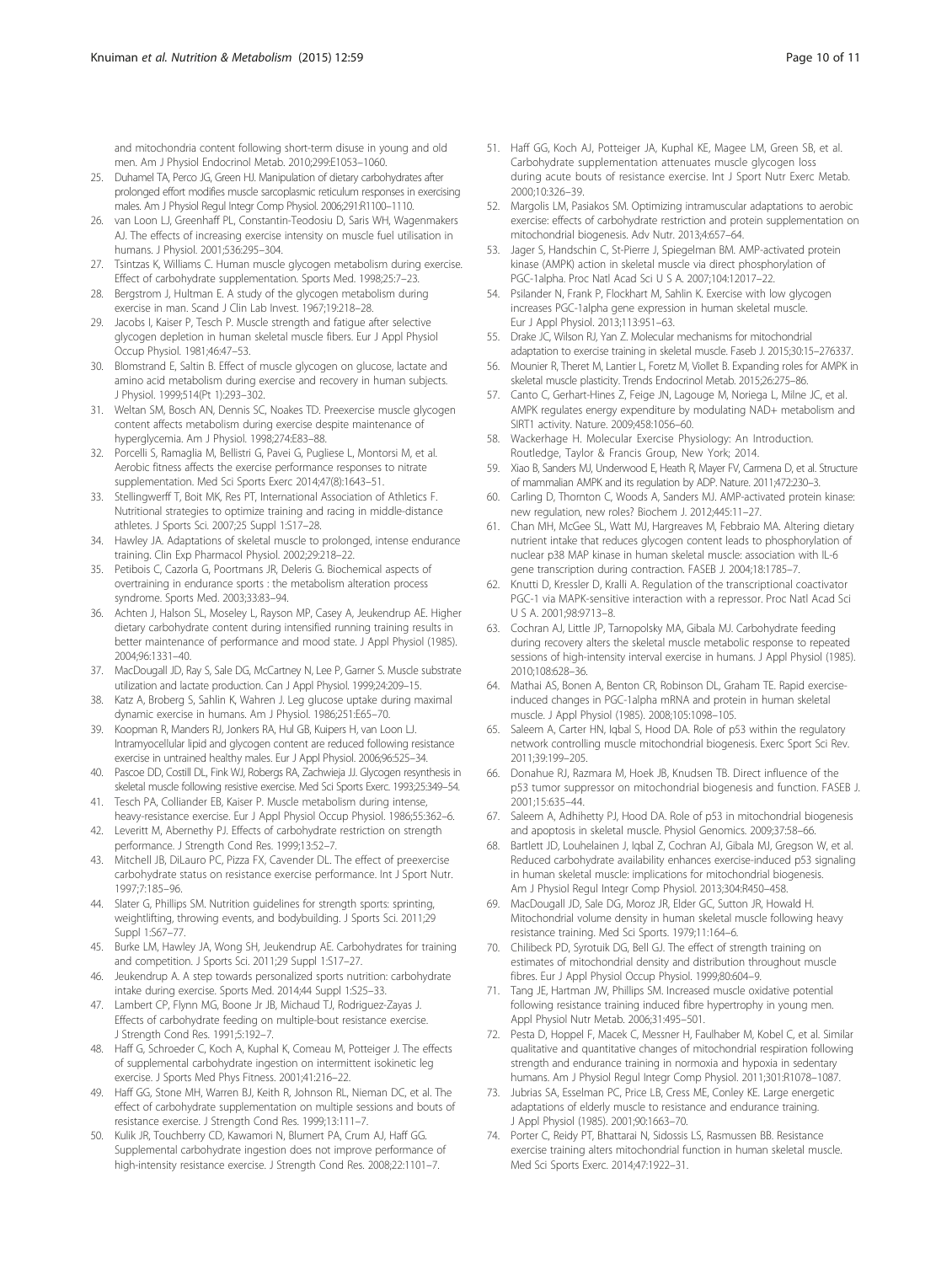and mitochondria content following short-term disuse in young and old men. Am J Physiol Endocrinol Metab. 2010;299:E1053–1060.

25. Duhamel TA, Perco JG, Green HJ. Manipulation of dietary carbohydrates after prolonged effort modifies muscle sarcoplasmic reticulum responses in exercising males. Am J Physiol Regul Integr Comp Physiol. 2006;291:R1100–1110.
26. van Loon LJ, Greenhaff PL, Constantin-Teodosiu D, Saris WH, Wagenmakers AJ. The effects of increasing exercise intensity on muscle fuel utilisation in humans. J Physiol. 2001;536:295–304.
27. Tsintzas K, Williams C. Human muscle glycogen metabolism during exercise. Effect of carbohydrate supplementation. Sports Med. 1998;25:7–23.
28. Bergstrom J, Hultman E. A study of the glycogen metabolism during exercise in man. Scand J Clin Lab Invest. 1967;19:218–28.
29. Jacobs I, Kaiser P, Tesch P. Muscle strength and fatigue after selective glycogen depletion in human skeletal muscle fibers. Eur J Appl Physiol Occup Physiol. 1981;46:47–53.
30. Blomstrand E, Saltin B. Effect of muscle glycogen on glucose, lactate and amino acid metabolism during exercise and recovery in human subjects. J Physiol. 1999;514(Pt 1):293–302.
31. Weltan SM, Bosch AN, Dennis SC, Noakes TD. Preexercise muscle glycogen content affects metabolism during exercise despite maintenance of hyperglycemia. Am J Physiol. 1998;274:E83–88.
32. Porcelli S, Ramaglia M, Bellistri G, Pavei G, Pugliese L, Montorsi M, et al. Aerobic fitness affects the exercise performance responses to nitrate supplementation. Med Sci Sports Exerc 2014;47(8):1643–51.
33. Stellingwerff T, Boit MK, Res PT, International Association of Athletics F. Nutritional strategies to optimize training and racing in middle-distance athletes. J Sports Sci. 2007;25 Suppl 1:S17–28.
34. Hawley JA. Adaptations of skeletal muscle to prolonged, intense endurance training. Clin Exp Pharmacol Physiol. 2002;29:218–22.
35. Petibois C, Cazorla G, Poortmans JR, Deleris G. Biochemical aspects of overtraining in endurance sports : the metabolism alteration process syndrome. Sports Med. 2003;33:83–94.
36. Achten J, Halson SL, Moseley L, Rayson MP, Casey A, Jeukendrup AE. Higher dietary carbohydrate content during intensified running training results in better maintenance of performance and mood state. J Appl Physiol (1985). 2004;96:1331–40.
37. MacDougall JD, Ray S, Sale DG, McCartney N, Lee P, Garner S. Muscle substrate utilization and lactate production. Can J Appl Physiol. 1999;24:209–15.
38. Katz A, Broberg S, Sahlin K, Wahren J. Leg glucose uptake during maximal dynamic exercise in humans. Am J Physiol. 1986;251:E65–70.
39. Koopman R, Manders RJ, Jonkers RA, Hul GB, Kuipers H, van Loon LJ. Intramyocellular lipid and glycogen content are reduced following resistance exercise in untrained healthy males. Eur J Appl Physiol. 2006;96:525–34.
40. Pascoe DD, Costill DL, Fink WJ, Robergs RA, Zachwieja JJ. Glycogen resynthesis in skeletal muscle following resistive exercise. Med Sci Sports Exerc. 1993;25:349–54.
41. Tesch PA, Colliander EB, Kaiser P. Muscle metabolism during intense, heavy-resistance exercise. Eur J Appl Physiol Occup Physiol. 1986;55:362–6.
42. Leveritt M, Abernethy PJ. Effects of carbohydrate restriction on strength performance. J Strength Cond Res. 1999;13:52–7.
43. Mitchell JB, DiLauro PC, Pizza FX, Cavender DL. The effect of preexercise carbohydrate status on resistance exercise performance. Int J Sport Nutr. 1997;7:185–96.
44. Slater G, Phillips SM. Nutrition guidelines for strength sports: sprinting, weightlifting, throwing events, and bodybuilding. J Sports Sci. 2011;29 Suppl 1:S67–77.
45. Burke LM, Hawley JA, Wong SH, Jeukendrup AE. Carbohydrates for training and competition. J Sports Sci. 2011;29 Suppl 1:S17–27.
46. Jeukendrup A. A step towards personalized sports nutrition: carbohydrate intake during exercise. Sports Med. 2014;44 Suppl 1:S25–33.
47. Lambert CP, Flynn MG, Boone Jr JB, Michaud TJ, Rodriguez-Zayas J. Effects of carbohydrate feeding on multiple-bout resistance exercise. J Strength Cond Res. 1991;5:192–7.
48. Haff G, Schroeder C, Koch A, Kuphal K, Comeau M, Potteiger J. The effects of supplemental carbohydrate ingestion on intermittent isokinetic leg exercise. J Sports Med Phys Fitness. 2001;41:216–22.
49. Haff GG, Stone MH, Warren BJ, Keith R, Johnson RL, Nieman DC, et al. The effect of carbohydrate supplementation on multiple sessions and bouts of resistance exercise. J Strength Cond Res. 1999;13:111–7.
50. Kulik JR, Touchberry CD, Kawamori N, Blumert PA, Crum AJ, Haff GG. Supplemental carbohydrate ingestion does not improve performance of high-intensity resistance exercise. J Strength Cond Res. 2008;22:1101–7.
51. Haff GG, Koch AJ, Potteiger JA, Kuphal KE, Magee LM, Green SB, et al. Carbohydrate supplementation attenuates muscle glycogen loss during acute bouts of resistance exercise. Int J Sport Nutr Exerc Metab. 2000;10:326–39.
52. Margolis LM, Pasiakos SM. Optimizing intramuscular adaptations to aerobic exercise: effects of carbohydrate restriction and protein supplementation on mitochondrial biogenesis. Adv Nutr. 2013;4:657–64.
53. Jager S, Handschin C, St-Pierre J, Spiegelman BM. AMP-activated protein kinase (AMPK) action in skeletal muscle via direct phosphorylation of PGC-1alpha. Proc Natl Acad Sci U S A. 2007;104:12017–22.
54. Psilander N, Frank P, Flockhart M, Sahlin K. Exercise with low glycogen increases PGC-1alpha gene expression in human skeletal muscle. Eur J Appl Physiol. 2013;113:951–63.
55. Drake JC, Wilson RJ, Yan Z. Molecular mechanisms for mitochondrial adaptation to exercise training in skeletal muscle. Faseb J. 2015;30:15–276337.
56. Mounier R, Theret M, Lantier L, Foretz M, Viollet B. Expanding roles for AMPK in skeletal muscle plasticity. Trends Endocrinol Metab. 2015;26:275–86.
57. Canto C, Gerhart-Hines Z, Feige JN, Lagouge M, Noriega L, Milne JC, et al. AMPK regulates energy expenditure by modulating NAD+ metabolism and SIRT1 activity. Nature. 2009;458:1056–60.
58. Wackerhage H. Molecular Exercise Physiology: An Introduction. Routledge, Taylor & Francis Group, New York; 2014.
59. Xiao B, Sanders MJ, Underwood E, Heath R, Mayer FV, Carmena D, et al. Structure of mammalian AMPK and its regulation by ADP. Nature. 2011;472:230–3.
60. Carling D, Thornton C, Woods A, Sanders MJ. AMP-activated protein kinase: new regulation, new roles? Biochem J. 2012;445:11–27.
61. Chan MH, McGee SL, Watt MJ, Hargreaves M, Febbraio MA. Altering dietary nutrient intake that reduces glycogen content leads to phosphorylation of nuclear p38 MAP kinase in human skeletal muscle: association with IL-6 gene transcription during contraction. FASEB J. 2004;18:1785–7.
62. Knutti D, Kressler D, Kralli A. Regulation of the transcriptional coactivator PGC-1 via MAPK-sensitive interaction with a repressor. Proc Natl Acad Sci U S A. 2001;98:9713–8.
63. Cochran AJ, Little JP, Tarnopolsky MA, Gibala MJ. Carbohydrate feeding during recovery alters the skeletal muscle metabolic response to repeated sessions of high-intensity interval exercise in humans. J Appl Physiol (1985). 2010;108:628–36.
64. Mathai AS, Bonen A, Benton CR, Robinson DL, Graham TE. Rapid exercise-induced changes in PGC-1alpha mRNA and protein in human skeletal muscle. J Appl Physiol (1985). 2008;105:1098–105.
65. Saleem A, Carter HN, Iqbal S, Hood DA. Role of p53 within the regulatory network controlling muscle mitochondrial biogenesis. Exerc Sport Sci Rev. 2011;39:199–205.
66. Donahue RJ, Razmara M, Hoek JB, Knudsen TB. Direct influence of the p53 tumor suppressor on mitochondrial biogenesis and function. FASEB J. 2001;15:635–44.
67. Saleem A, Adhihetty PJ, Hood DA. Role of p53 in mitochondrial biogenesis and apoptosis in skeletal muscle. Physiol Genomics. 2009;37:58–66.
68. Bartlett JD, Louhelainen J, Iqbal Z, Cochran AJ, Gibala MJ, Gregson W, et al. Reduced carbohydrate availability enhances exercise-induced p53 signaling in human skeletal muscle: implications for mitochondrial biogenesis. Am J Physiol Regul Integr Comp Physiol. 2013;304:R450–458.
69. MacDougall JD, Sale DG, Moroz JR, Elder GC, Sutton JR, Howald H. Mitochondrial volume density in human skeletal muscle following heavy resistance training. Med Sci Sports. 1979;11:164–6.
70. Chilibeck PD, Syrotuik DG, Bell GJ. The effect of strength training on estimates of mitochondrial density and distribution throughout muscle fibres. Eur J Appl Physiol Occup Physiol. 1999;80:604–9.
71. Tang JE, Hartman JW, Phillips SM. Increased muscle oxidative potential following resistance training induced fibre hypertrophy in young men. Appl Physiol Nutr Metab. 2006;31:495–501.
72. Pesta D, Hoppel F, Macek C, Messner H, Faulhaber M, Kobel C, et al. Similar qualitative and quantitative changes of mitochondrial respiration following strength and endurance training in normoxia and hypoxia in sedentary humans. Am J Physiol Regul Integr Comp Physiol. 2011;301:R1078–1087.
73. Jubrias SA, Esselman PC, Price LB, Cress ME, Conley KE. Large energetic adaptations of elderly muscle to resistance and endurance training. J Appl Physiol (1985). 2001;90:1663–70.
74. Porter C, Reidy PT, Bhattarai N, Sidossis LS, Rasmussen BB. Resistance exercise training alters mitochondrial function in human skeletal muscle. Med Sci Sports Exerc. 2014;47:1922–31.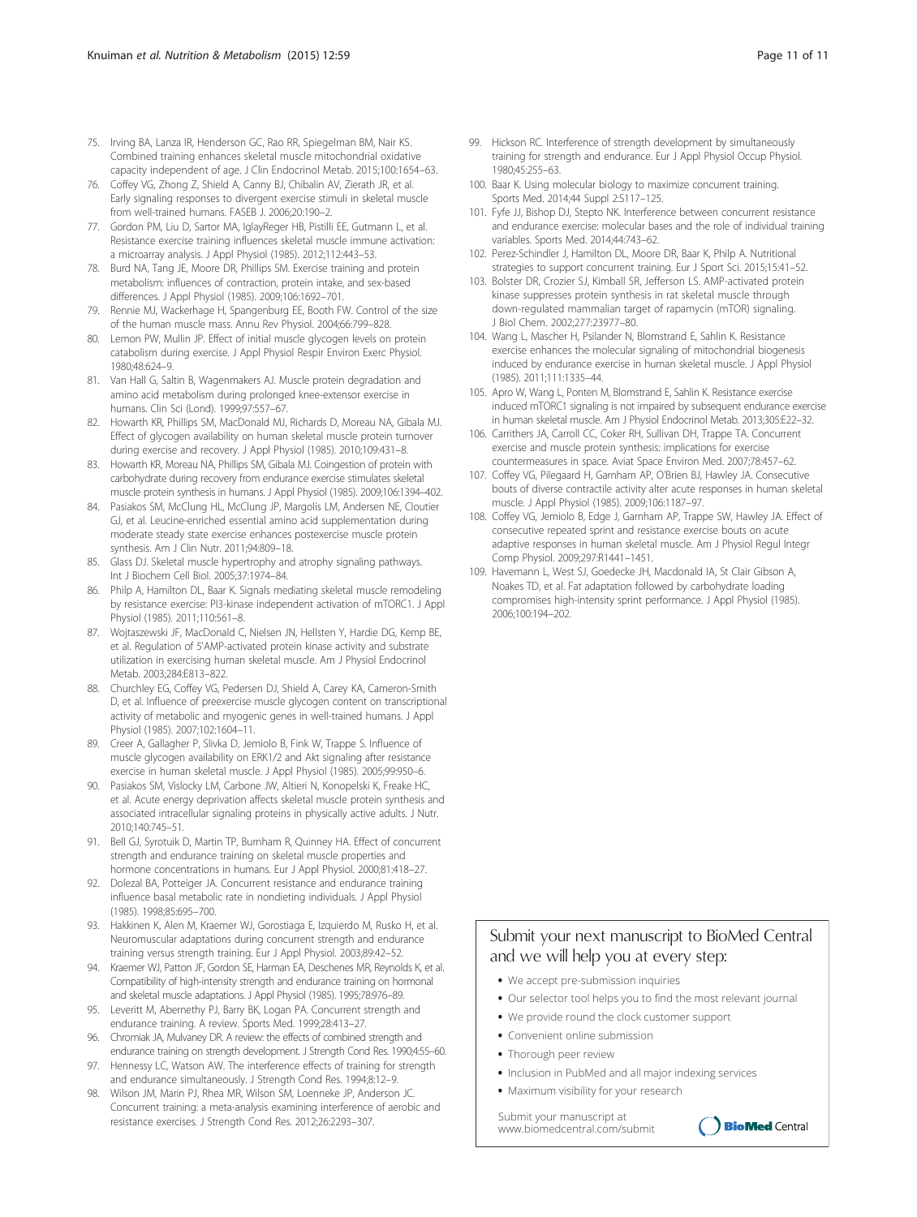75. Irving BA, Lanza IR, Henderson GC, Rao RR, Spiegelman BM, Nair KS. Combined training enhances skeletal muscle mitochondrial oxidative capacity independent of age. J Clin Endocrinol Metab. 2015;100:1654–63.
76. Coffey VG, Zhong Z, Shield A, Canny BJ, Chibalin AV, Zierath JR, et al. Early signaling responses to divergent exercise stimuli in skeletal muscle from well-trained humans. FASEB J. 2006;20:190–2.
77. Gordon PM, Liu D, Sartor MA, IglayReger HB, Pistilli EE, Gutmann L, et al. Resistance exercise training influences skeletal muscle immune activation: a microarray analysis. J Appl Physiol (1985). 2012;112:443–53.
78. Burd NA, Tang JE, Moore DR, Phillips SM. Exercise training and protein metabolism: influences of contraction, protein intake, and sex-based differences. J Appl Physiol (1985). 2009;106:1692–701.
79. Rennie MJ, Wackerhage H, Spangenburg EE, Booth FW. Control of the size of the human muscle mass. Annu Rev Physiol. 2004;66:799–828.
80. Lemon PW, Mullin JP. Effect of initial muscle glycogen levels on protein catabolism during exercise. J Appl Physiol Respir Environ Exerc Physiol. 1980;48:624–9.
81. Van Hall G, Saltin B, Wagenmakers AJ. Muscle protein degradation and amino acid metabolism during prolonged knee-extensor exercise in humans. Clin Sci (Lond). 1999;97:557–67.
82. Howarth KR, Phillips SM, MacDonald MJ, Richards D, Moreau NA, Gibala MJ. Effect of glycogen availability on human skeletal muscle protein turnover during exercise and recovery. J Appl Physiol (1985). 2010;109:431–8.
83. Howarth KR, Moreau NA, Phillips SM, Gibala MJ. Coingestion of protein with carbohydrate during recovery from endurance exercise stimulates skeletal muscle protein synthesis in humans. J Appl Physiol (1985). 2009;106:1394–402.
84. Pasiakos SM, McClung HL, McClung JP, Margolis LM, Andersen NE, Cloutier GJ, et al. Leucine-enriched essential amino acid supplementation during moderate steady state exercise enhances postexercise muscle protein synthesis. Am J Clin Nutr. 2011;94:809–18.
85. Glass DJ. Skeletal muscle hypertrophy and atrophy signaling pathways. Int J Biochem Cell Biol. 2005;37:1974–84.
86. Philp A, Hamilton DL, Baar K. Signals mediating skeletal muscle remodeling by resistance exercise: PI3-kinase independent activation of mTORC1. J Appl Physiol (1985). 2011;110:561–8.
87. Wojtaszewski JF, MacDonald C, Nielsen JN, Hellsten Y, Hardie DG, Kemp BE, et al. Regulation of 5'AMP-activated protein kinase activity and substrate utilization in exercising human skeletal muscle. Am J Physiol Endocrinol Metab. 2003;284:E813–822.
88. Churchley EG, Coffey VG, Pedersen DJ, Shield A, Carey KA, Cameron-Smith D, et al. Influence of preexercise muscle glycogen content on transcriptional activity of metabolic and myogenic genes in well-trained humans. J Appl Physiol (1985). 2007;102:1604–11.
89. Creer A, Gallagher P, Slivka D, Jemiolo B, Fink W, Trappe S. Influence of muscle glycogen availability on ERK1/2 and Akt signaling after resistance exercise in human skeletal muscle. J Appl Physiol (1985). 2005;99:950–6.
90. Pasiakos SM, Vislocky LM, Carbone JW, Altieri N, Konopelski K, Freake HC, et al. Acute energy deprivation affects skeletal muscle protein synthesis and associated intracellular signaling proteins in physically active adults. J Nutr. 2010;140:745–51.
91. Bell GJ, Syrotuik D, Martin TP, Burnham R, Quinney HA. Effect of concurrent strength and endurance training on skeletal muscle properties and hormone concentrations in humans. Eur J Appl Physiol. 2000;81:418–27.
92. Dolezal BA, Potteiger JA. Concurrent resistance and endurance training influence basal metabolic rate in nondieting individuals. J Appl Physiol (1985). 1998;85:695–700.
93. Hakkinen K, Alen M, Kraemer WJ, Gorostiaga E, Izquierdo M, Rusko H, et al. Neuromuscular adaptations during concurrent strength and endurance training versus strength training. Eur J Appl Physiol. 2003;89:42–52.
94. Kraemer WJ, Patton JF, Gordon SE, Harman EA, Deschenes MR, Reynolds K, et al. Compatibility of high-intensity strength and endurance training on hormonal and skeletal muscle adaptations. J Appl Physiol (1985). 1995;78:976–89.
95. Leveritt M, Abernethy PJ, Barry BK, Logan PA. Concurrent strength and endurance training. A review. Sports Med. 1999;28:413–27.
96. Chromiak JA, Mulvaney DR. A review: the effects of combined strength and endurance training on strength development. J Strength Cond Res. 1990;4:55–60.
97. Hennessy LC, Watson AW. The interference effects of training for strength and endurance simultaneously. J Strength Cond Res. 1994;8:12–9.
98. Wilson JM, Marin PJ, Rhea MR, Wilson SM, Loenneke JP, Anderson JC. Concurrent training: a meta-analysis examining interference of aerobic and resistance exercises. J Strength Cond Res. 2012;26:2293–307.
99. Hickson RC. Interference of strength development by simultaneously training for strength and endurance. Eur J Appl Physiol Occup Physiol. 1980;45:255–63.
100. Baar K. Using molecular biology to maximize concurrent training. Sports Med. 2014;44 Suppl 2:S117–125.
101. Fyfe JJ, Bishop DJ, Stepto NK. Interference between concurrent resistance and endurance exercise: molecular bases and the role of individual training variables. Sports Med. 2014;44:743–62.
102. Perez-Schindler J, Hamilton DL, Moore DR, Baar K, Philp A. Nutritional strategies to support concurrent training. Eur J Sport Sci. 2015;15:41–52.
103. Bolster DR, Crozier SJ, Kimball SR, Jefferson LS. AMP-activated protein kinase suppresses protein synthesis in rat skeletal muscle through down-regulated mammalian target of rapamycin (mTOR) signaling. J Biol Chem. 2002;277:23977–80.
104. Wang L, Mascher H, Psilander N, Blomstrand E, Sahlin K. Resistance exercise enhances the molecular signaling of mitochondrial biogenesis induced by endurance exercise in human skeletal muscle. J Appl Physiol (1985). 2011;111:1335–44.
105. Apro W, Wang L, Ponten M, Blomstrand E, Sahlin K. Resistance exercise induced mTORC1 signaling is not impaired by subsequent endurance exercise in human skeletal muscle. Am J Physiol Endocrinol Metab. 2013;305:E22–32.
106. Carrithers JA, Carroll CC, Coker RH, Sullivan DH, Trappe TA. Concurrent exercise and muscle protein synthesis: implications for exercise countermeasures in space. Aviat Space Environ Med. 2007;78:457–62.
107. Coffey VG, Pilegaard H, Garnham AP, O'Brien BJ, Hawley JA. Consecutive bouts of diverse contractile activity alter acute responses in human skeletal muscle. J Appl Physiol (1985). 2009;106:1187–97.
108. Coffey VG, Jemiolo B, Edge J, Garnham AP, Trappe SW, Hawley JA. Effect of consecutive repeated sprint and resistance exercise bouts on acute adaptive responses in human skeletal muscle. Am J Physiol Regul Integr Comp Physiol. 2009;297:R1441–1451.
109. Havemann L, West SJ, Goedecke JH, Macdonald IA, St Clair Gibson A, Noakes TD, et al. Fat adaptation followed by carbohydrate loading compromises high-intensity sprint performance. J Appl Physiol (1985). 2006;100:194–202.

Submit your next manuscript to BioMed Central and we will help you at every step:

- We accept pre-submission inquiries
- Our selector tool helps you to find the most relevant journal
- We provide round the clock customer support
- Convenient online submission
- Thorough peer review
- Inclusion in PubMed and all major indexing services
- Maximum visibility for your research

Submit your manuscript at www.biomedcentral.com/submit

BioMed Central